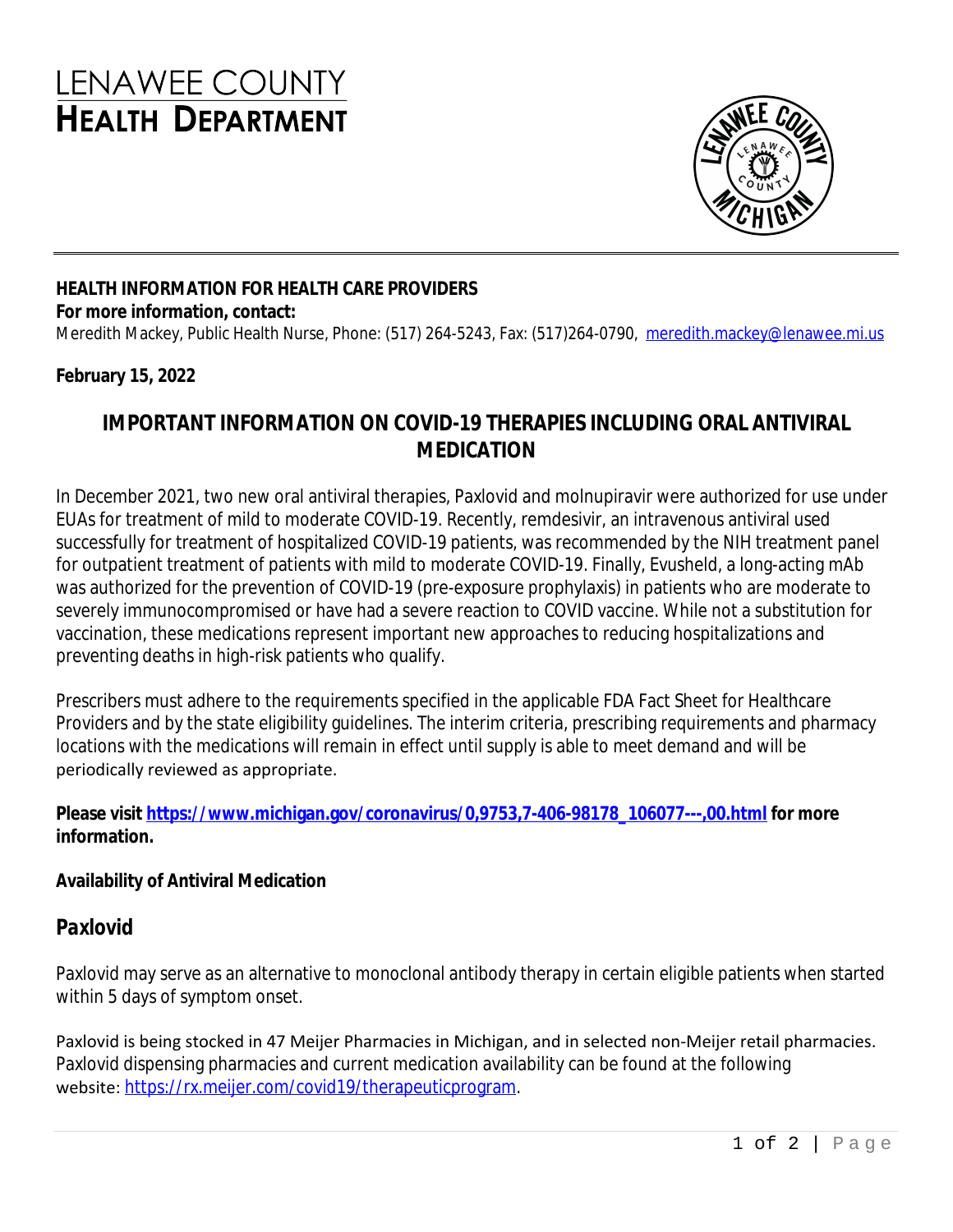# LENAWEE COUNTY HEALTH DEPARTMENT

**HEALTH INFORMATION FOR HEALTH CARE PROVIDERS**
**For more information, contact:**
Meredith Mackey, Public Health Nurse, Phone: (517) 264-5243, Fax: (517)264-0790, meredith.mackey@lenawee.mi.us

**February 15, 2022**

## IMPORTANT INFORMATION ON COVID-19 THERAPIES INCLUDING ORAL ANTIVIRAL MEDICATION

In December 2021, two new oral antiviral therapies, Paxlovid and molnupiravir were authorized for use under EUAs for treatment of mild to moderate COVID-19. Recently, remdesivir, an intravenous antiviral used successfully for treatment of hospitalized COVID-19 patients, was recommended by the NIH treatment panel for outpatient treatment of patients with mild to moderate COVID-19. Finally, Evusheld, a long-acting mAb was authorized for the prevention of COVID-19 (pre-exposure prophylaxis) in patients who are moderate to severely immunocompromised or have had a severe reaction to COVID vaccine. While not a substitution for vaccination, these medications represent important new approaches to reducing hospitalizations and preventing deaths in high-risk patients who qualify.

Prescribers must adhere to the requirements specified in the applicable FDA Fact Sheet for Healthcare Providers and by the state eligibility guidelines. The interim criteria, prescribing requirements and pharmacy locations with the medications will remain in effect until supply is able to meet demand and will be periodically reviewed as appropriate.

**Please visit https://www.michigan.gov/coronavirus/0,9753,7-406-98178_106077---,00.html for more information.**

**Availability of Antiviral Medication**

### Paxlovid

Paxlovid may serve as an alternative to monoclonal antibody therapy in certain eligible patients when started within 5 days of symptom onset.

Paxlovid is being stocked in 47 Meijer Pharmacies in Michigan, and in selected non-Meijer retail pharmacies. Paxlovid dispensing pharmacies and current medication availability can be found at the following website: https://rx.meijer.com/covid19/therapeuticprogram.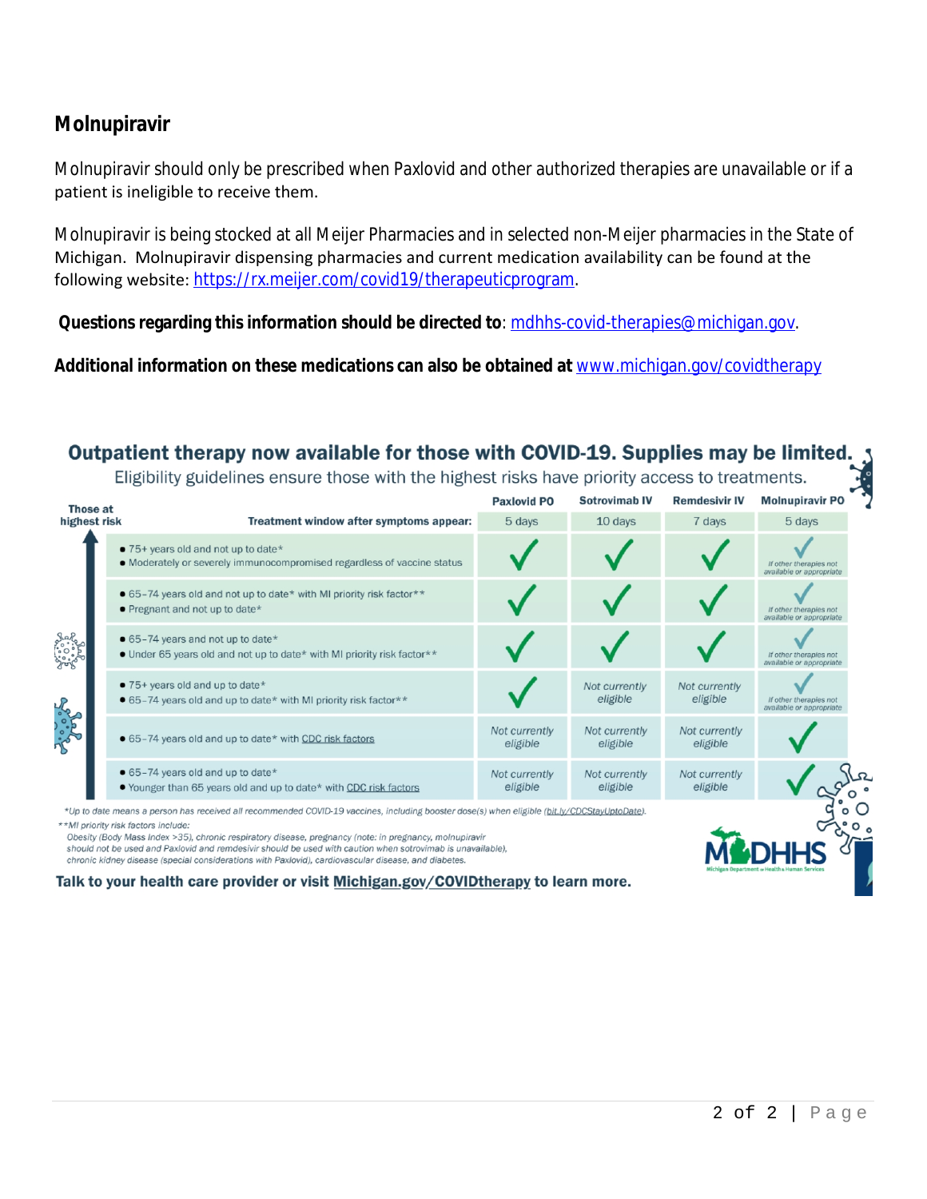## Molnupiravir

Molnupiravir should only be prescribed when Paxlovid and other authorized therapies are unavailable or if a patient is ineligible to receive them.

Molnupiravir is being stocked at all Meijer Pharmacies and in selected non-Meijer pharmacies in the State of Michigan. Molnupiravir dispensing pharmacies and current medication availability can be found at the following website: [https://rx.meijer.com/covid19/therapeuticprogram](https://rx.meijer.com/covid19/therapeuticprogram).

**Questions regarding this information should be directed to**: [mdhhs-covid-therapies@michigan.gov](mailto:mdhhs-covid-therapies@michigan.gov).

**Additional information on these medications can also be obtained at** [www.michigan.gov/covidtherapy](http://www.michigan.gov/covidtherapy)

### Outpatient therapy now available for those with COVID-19. Supplies may be limited.

Eligibility guidelines ensure those with the highest risks have priority access to treatments.

Those at highest risk

| Treatment window after symptoms appear: | Paxlovid PO | Sotrovimab IV | Remdesivir IV | Molnupiravir PO |
|---|---|---|---|---|
| | 5 days | 10 days | 7 days | 5 days |
| • 75+ years old and not up to date*<br>• Moderately or severely immunocompromised regardless of vaccine status | ✓ | ✓ | ✓ | ✓ *If other therapies not available or appropriate* |
| • 65–74 years old and not up to date* with MI priority risk factor**<br>• Pregnant and not up to date* | ✓ | ✓ | ✓ | ✓ *If other therapies not available or appropriate* |
| • 65–74 years and not up to date*<br>• Under 65 years old and not up to date* with MI priority risk factor** | ✓ | ✓ | ✓ | ✓ *If other therapies not available or appropriate* |
| • 75+ years old and up to date*<br>• 65–74 years old and up to date* with MI priority risk factor** | ✓ | *Not currently eligible* | *Not currently eligible* | ✓ *If other therapies not available or appropriate* |
| • 65–74 years old and up to date* with CDC risk factors | *Not currently eligible* | *Not currently eligible* | *Not currently eligible* | ✓ |
| • 65–74 years old and up to date*<br>• Younger than 65 years old and up to date* with CDC risk factors | *Not currently eligible* | *Not currently eligible* | *Not currently eligible* | ✓ |

*Up to date means a person has received all recommended COVID-19 vaccines, including booster dose(s) when eligible (bit.ly/CDCStayUptoDate).

**MI priority risk factors include:
Obesity (Body Mass Index >35), chronic respiratory disease, pregnancy (note: in pregnancy, molnupiravir should not be used and Paxlovid and remdesivir should be used with caution when sotrovimab is unavailable), chronic kidney disease (special considerations with Paxlovid), cardiovascular disease, and diabetes.

**Talk to your health care provider or visit Michigan.gov/COVIDtherapy to learn more.**

MDHHS
Michigan Department of Health & Human Services